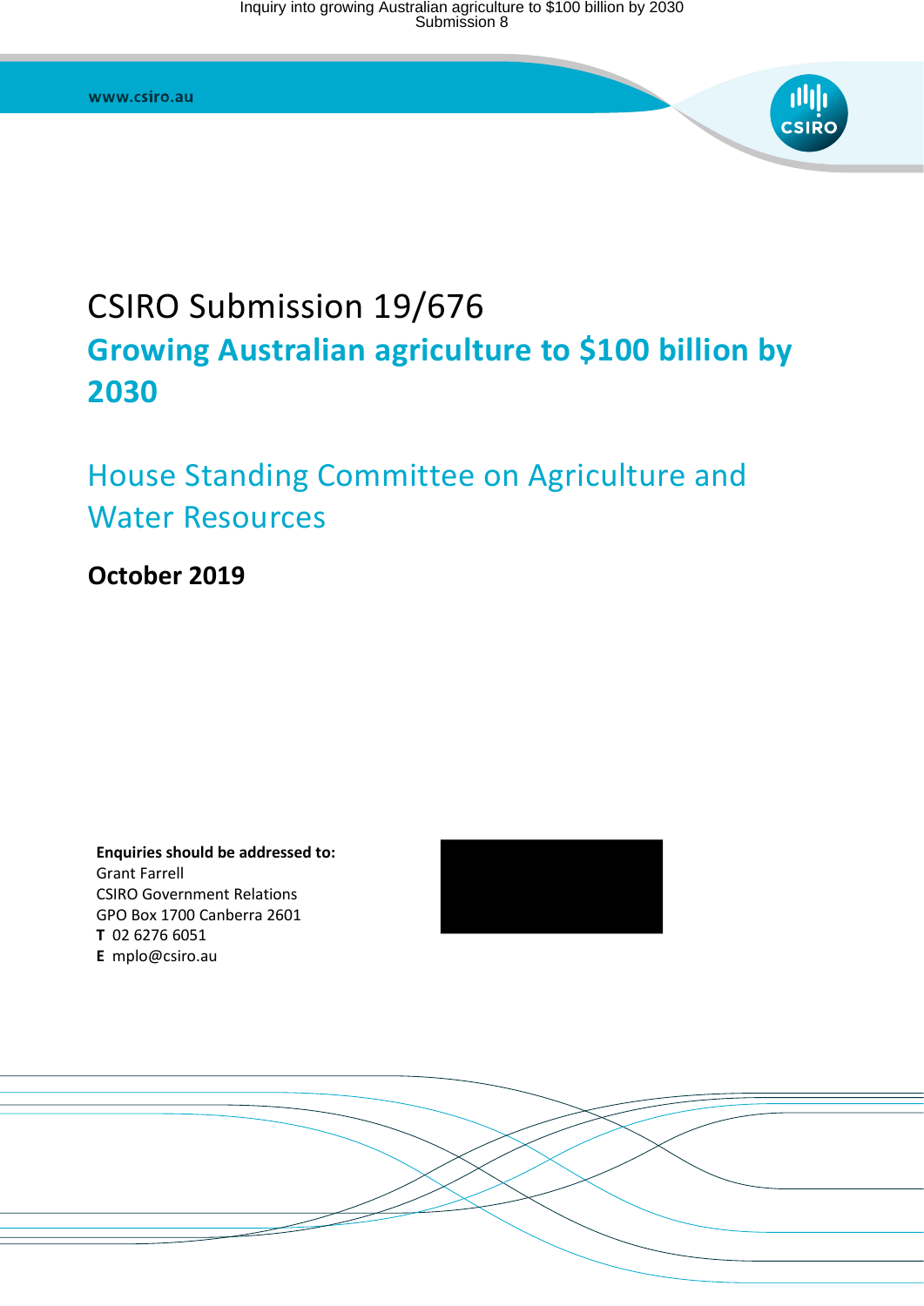# CSIRO Submission 19/676

## Growing Australian agriculture to $100 billion by 2030

## House Standing Committee on Agriculture and Water Resources

**October 2019**

**Enquiries should be addressed to:**
Grant Farrell
CSIRO Government Relations
GPO Box 1700 Canberra 2601
**T** 02 6276 6051
**E** mplo@csiro.au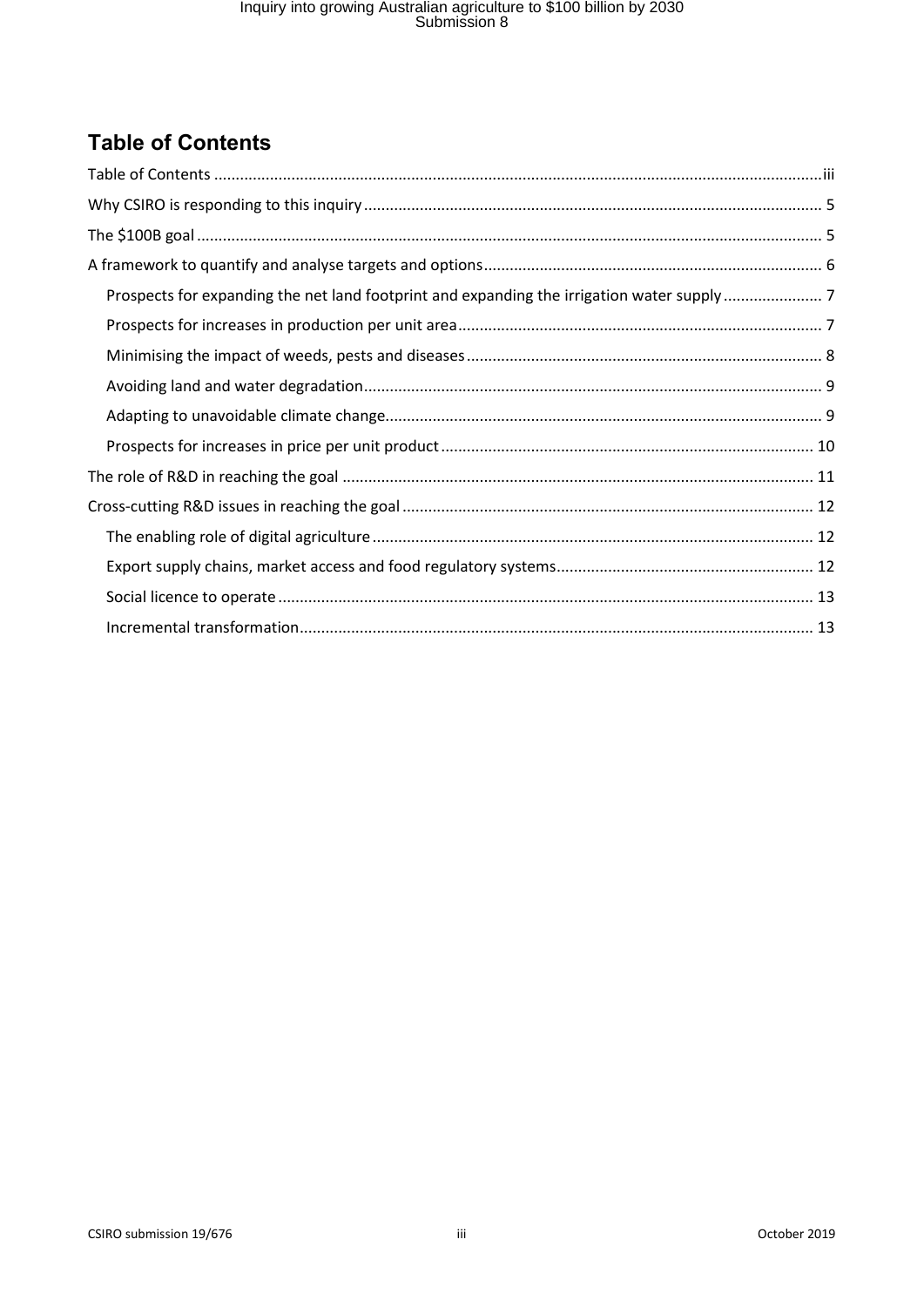## Table of Contents

Table of Contents ..... iii

Why CSIRO is responding to this inquiry ..... 5

The $100B goal ..... 5

A framework to quantify and analyse targets and options ..... 6

- Prospects for expanding the net land footprint and expanding the irrigation water supply ..... 7
- Prospects for increases in production per unit area ..... 7
- Minimising the impact of weeds, pests and diseases ..... 8
- Avoiding land and water degradation ..... 9
- Adapting to unavoidable climate change ..... 9
- Prospects for increases in price per unit product ..... 10

The role of R&D in reaching the goal ..... 11

Cross-cutting R&D issues in reaching the goal ..... 12

- The enabling role of digital agriculture ..... 12
- Export supply chains, market access and food regulatory systems ..... 12
- Social licence to operate ..... 13
- Incremental transformation ..... 13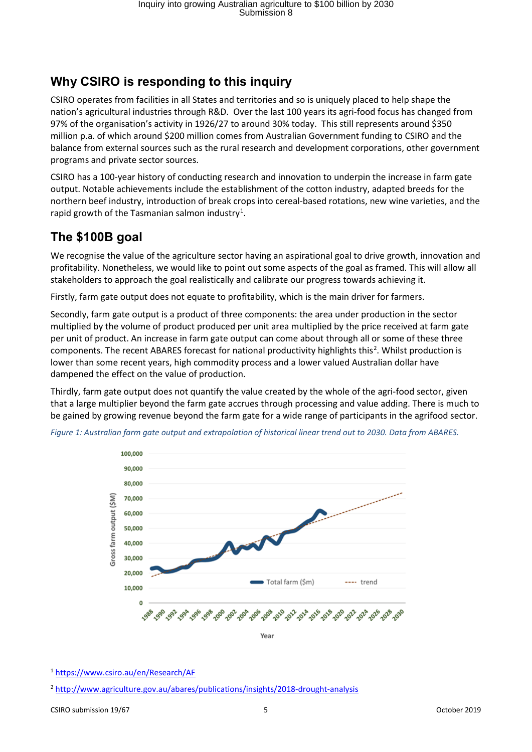## Why CSIRO is responding to this inquiry

CSIRO operates from facilities in all States and territories and so is uniquely placed to help shape the nation's agricultural industries through R&D. Over the last 100 years its agri-food focus has changed from 97% of the organisation's activity in 1926/27 to around 30% today. This still represents around $350 million p.a. of which around $200 million comes from Australian Government funding to CSIRO and the balance from external sources such as the rural research and development corporations, other government programs and private sector sources.

CSIRO has a 100-year history of conducting research and innovation to underpin the increase in farm gate output. Notable achievements include the establishment of the cotton industry, adapted breeds for the northern beef industry, introduction of break crops into cereal-based rotations, new wine varieties, and the rapid growth of the Tasmanian salmon industry[1].

## The $100B goal

We recognise the value of the agriculture sector having an aspirational goal to drive growth, innovation and profitability. Nonetheless, we would like to point out some aspects of the goal as framed. This will allow all stakeholders to approach the goal realistically and calibrate our progress towards achieving it.

Firstly, farm gate output does not equate to profitability, which is the main driver for farmers.

Secondly, farm gate output is a product of three components: the area under production in the sector multiplied by the volume of product produced per unit area multiplied by the price received at farm gate per unit of product. An increase in farm gate output can come about through all or some of these three components. The recent ABARES forecast for national productivity highlights this[2]. Whilst production is lower than some recent years, high commodity process and a lower valued Australian dollar have dampened the effect on the value of production.

Thirdly, farm gate output does not quantify the value created by the whole of the agri-food sector, given that a large multiplier beyond the farm gate accrues through processing and value adding. There is much to be gained by growing revenue beyond the farm gate for a wide range of participants in the agrifood sector.

*Figure 1: Australian farm gate output and extrapolation of historical linear trend out to 2030. Data from ABARES.*

[1] https://www.csiro.au/en/Research/AF

[2] http://www.agriculture.gov.au/abares/publications/insights/2018-drought-analysis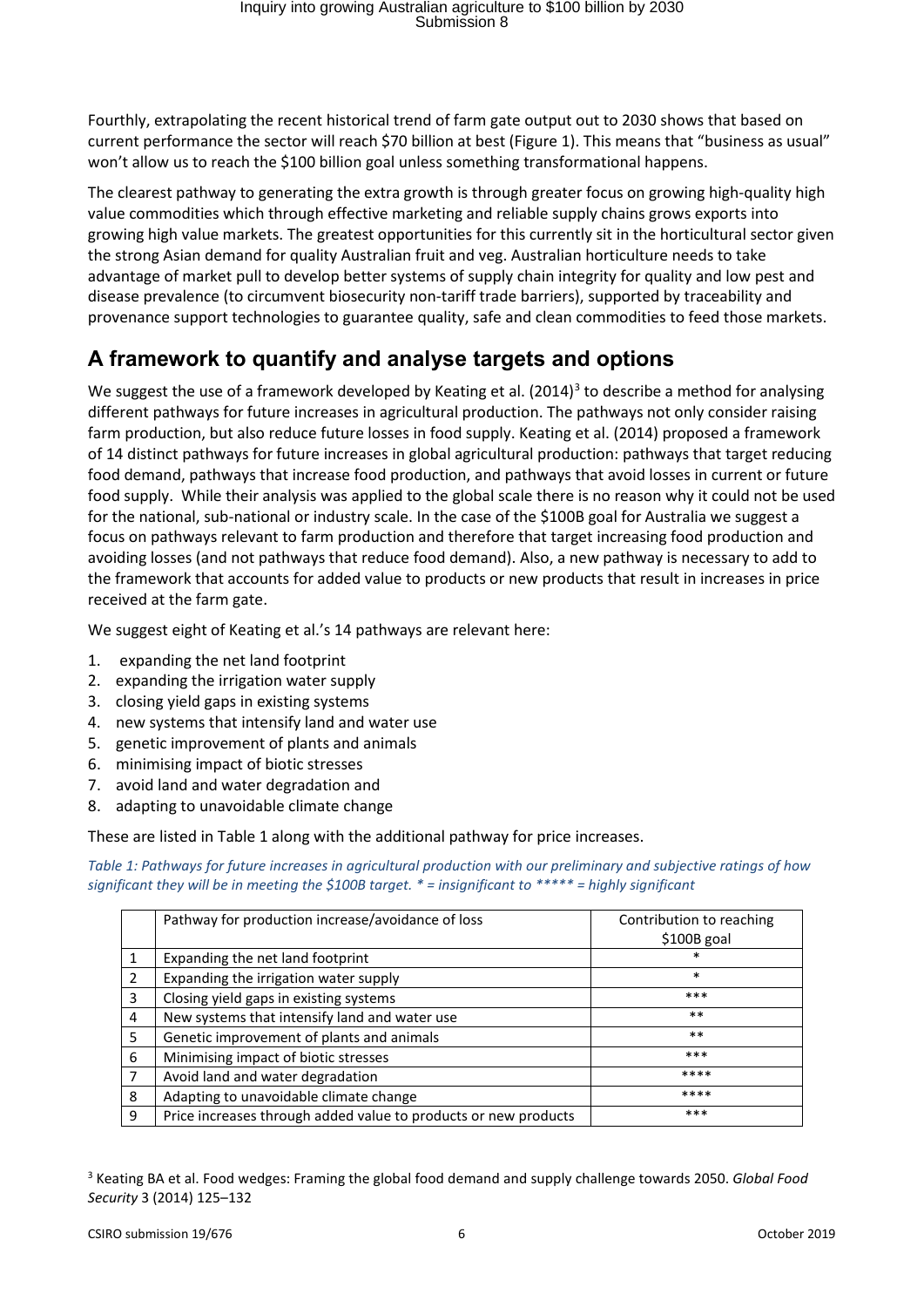Fourthly, extrapolating the recent historical trend of farm gate output out to 2030 shows that based on current performance the sector will reach $70 billion at best (Figure 1). This means that “business as usual” won’t allow us to reach the $100 billion goal unless something transformational happens.

The clearest pathway to generating the extra growth is through greater focus on growing high-quality high value commodities which through effective marketing and reliable supply chains grows exports into growing high value markets. The greatest opportunities for this currently sit in the horticultural sector given the strong Asian demand for quality Australian fruit and veg. Australian horticulture needs to take advantage of market pull to develop better systems of supply chain integrity for quality and low pest and disease prevalence (to circumvent biosecurity non-tariff trade barriers), supported by traceability and provenance support technologies to guarantee quality, safe and clean commodities to feed those markets.

## A framework to quantify and analyse targets and options

We suggest the use of a framework developed by Keating et al. (2014)[3] to describe a method for analysing different pathways for future increases in agricultural production. The pathways not only consider raising farm production, but also reduce future losses in food supply. Keating et al. (2014) proposed a framework of 14 distinct pathways for future increases in global agricultural production: pathways that target reducing food demand, pathways that increase food production, and pathways that avoid losses in current or future food supply. While their analysis was applied to the global scale there is no reason why it could not be used for the national, sub-national or industry scale. In the case of the $100B goal for Australia we suggest a focus on pathways relevant to farm production and therefore that target increasing food production and avoiding losses (and not pathways that reduce food demand). Also, a new pathway is necessary to add to the framework that accounts for added value to products or new products that result in increases in price received at the farm gate.

We suggest eight of Keating et al.’s 14 pathways are relevant here:

1. expanding the net land footprint
2. expanding the irrigation water supply
3. closing yield gaps in existing systems
4. new systems that intensify land and water use
5. genetic improvement of plants and animals
6. minimising impact of biotic stresses
7. avoid land and water degradation and
8. adapting to unavoidable climate change

These are listed in Table 1 along with the additional pathway for price increases.

*Table 1: Pathways for future increases in agricultural production with our preliminary and subjective ratings of how significant they will be in meeting the $100B target. * = insignificant to ***** = highly significant*

| | Pathway for production increase/avoidance of loss | Contribution to reaching $100B goal |
|---|---|---|
| 1 | Expanding the net land footprint | * |
| 2 | Expanding the irrigation water supply | * |
| 3 | Closing yield gaps in existing systems | *** |
| 4 | New systems that intensify land and water use | ** |
| 5 | Genetic improvement of plants and animals | ** |
| 6 | Minimising impact of biotic stresses | *** |
| 7 | Avoid land and water degradation | **** |
| 8 | Adapting to unavoidable climate change | **** |
| 9 | Price increases through added value to products or new products | *** |

[3] Keating BA et al. Food wedges: Framing the global food demand and supply challenge towards 2050. *Global Food Security* 3 (2014) 125–132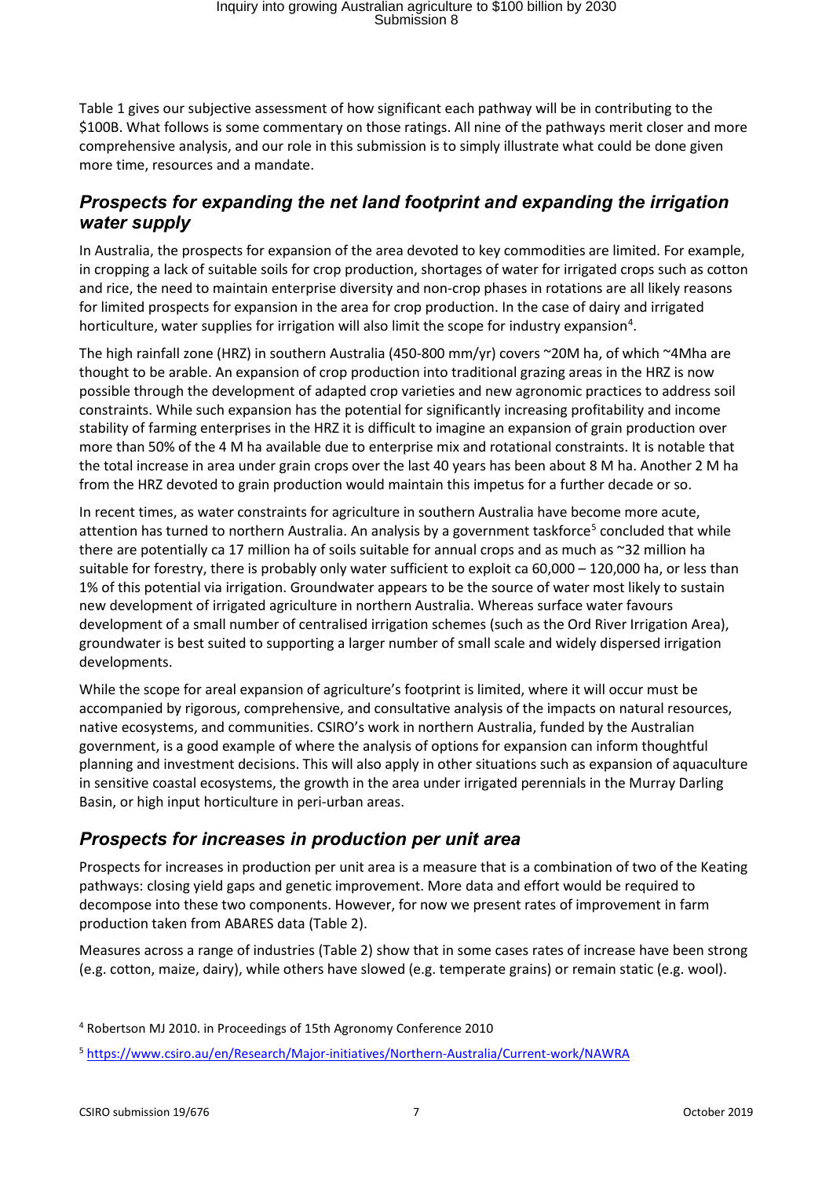Table 1 gives our subjective assessment of how significant each pathway will be in contributing to the $100B. What follows is some commentary on those ratings. All nine of the pathways merit closer and more comprehensive analysis, and our role in this submission is to simply illustrate what could be done given more time, resources and a mandate.

## *Prospects for expanding the net land footprint and expanding the irrigation water supply*

In Australia, the prospects for expansion of the area devoted to key commodities are limited. For example, in cropping a lack of suitable soils for crop production, shortages of water for irrigated crops such as cotton and rice, the need to maintain enterprise diversity and non-crop phases in rotations are all likely reasons for limited prospects for expansion in the area for crop production. In the case of dairy and irrigated horticulture, water supplies for irrigation will also limit the scope for industry expansion[4].

The high rainfall zone (HRZ) in southern Australia (450-800 mm/yr) covers ~20M ha, of which ~4Mha are thought to be arable. An expansion of crop production into traditional grazing areas in the HRZ is now possible through the development of adapted crop varieties and new agronomic practices to address soil constraints. While such expansion has the potential for significantly increasing profitability and income stability of farming enterprises in the HRZ it is difficult to imagine an expansion of grain production over more than 50% of the 4 M ha available due to enterprise mix and rotational constraints. It is notable that the total increase in area under grain crops over the last 40 years has been about 8 M ha. Another 2 M ha from the HRZ devoted to grain production would maintain this impetus for a further decade or so.

In recent times, as water constraints for agriculture in southern Australia have become more acute, attention has turned to northern Australia. An analysis by a government taskforce[5] concluded that while there are potentially ca 17 million ha of soils suitable for annual crops and as much as ~32 million ha suitable for forestry, there is probably only water sufficient to exploit ca 60,000 – 120,000 ha, or less than 1% of this potential via irrigation. Groundwater appears to be the source of water most likely to sustain new development of irrigated agriculture in northern Australia. Whereas surface water favours development of a small number of centralised irrigation schemes (such as the Ord River Irrigation Area), groundwater is best suited to supporting a larger number of small scale and widely dispersed irrigation developments.

While the scope for areal expansion of agriculture's footprint is limited, where it will occur must be accompanied by rigorous, comprehensive, and consultative analysis of the impacts on natural resources, native ecosystems, and communities. CSIRO's work in northern Australia, funded by the Australian government, is a good example of where the analysis of options for expansion can inform thoughtful planning and investment decisions. This will also apply in other situations such as expansion of aquaculture in sensitive coastal ecosystems, the growth in the area under irrigated perennials in the Murray Darling Basin, or high input horticulture in peri-urban areas.

## *Prospects for increases in production per unit area*

Prospects for increases in production per unit area is a measure that is a combination of two of the Keating pathways: closing yield gaps and genetic improvement. More data and effort would be required to decompose into these two components. However, for now we present rates of improvement in farm production taken from ABARES data (Table 2).

Measures across a range of industries (Table 2) show that in some cases rates of increase have been strong (e.g. cotton, maize, dairy), while others have slowed (e.g. temperate grains) or remain static (e.g. wool).

---

[4] Robertson MJ 2010. in Proceedings of 15th Agronomy Conference 2010

[5] https://www.csiro.au/en/Research/Major-initiatives/Northern-Australia/Current-work/NAWRA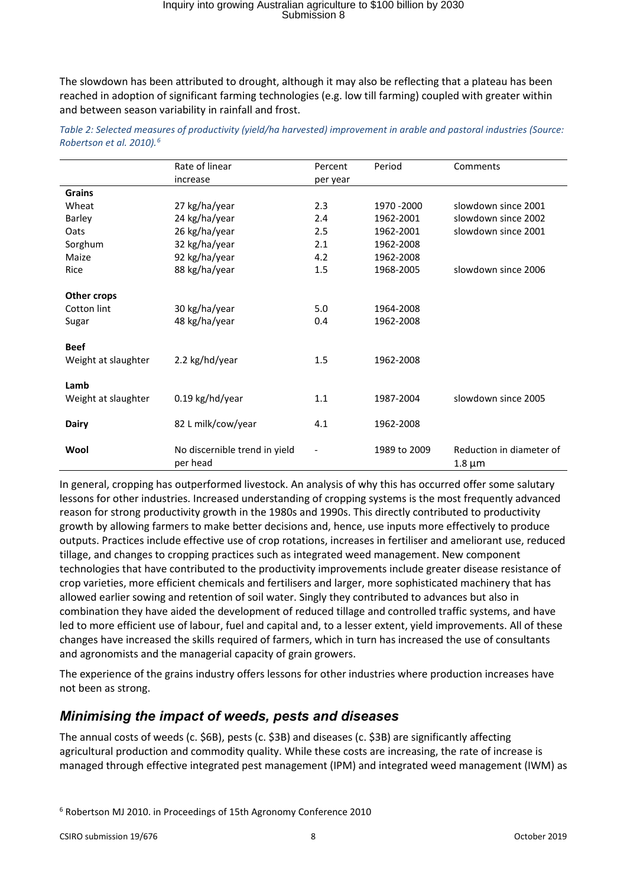The slowdown has been attributed to drought, although it may also be reflecting that a plateau has been reached in adoption of significant farming technologies (e.g. low till farming) coupled with greater within and between season variability in rainfall and frost.

*Table 2: Selected measures of productivity (yield/ha harvested) improvement in arable and pastoral industries (Source: Robertson et al. 2010).[6]*

| | Rate of linear increase | Percent per year | Period | Comments |
|---|---|---|---|---|
| **Grains** | | | | |
| Wheat | 27 kg/ha/year | 2.3 | 1970 -2000 | slowdown since 2001 |
| Barley | 24 kg/ha/year | 2.4 | 1962-2001 | slowdown since 2002 |
| Oats | 26 kg/ha/year | 2.5 | 1962-2001 | slowdown since 2001 |
| Sorghum | 32 kg/ha/year | 2.1 | 1962-2008 | |
| Maize | 92 kg/ha/year | 4.2 | 1962-2008 | |
| Rice | 88 kg/ha/year | 1.5 | 1968-2005 | slowdown since 2006 |
| **Other crops** | | | | |
| Cotton lint | 30 kg/ha/year | 5.0 | 1964-2008 | |
| Sugar | 48 kg/ha/year | 0.4 | 1962-2008 | |
| **Beef** | | | | |
| Weight at slaughter | 2.2 kg/hd/year | 1.5 | 1962-2008 | |
| **Lamb** | | | | |
| Weight at slaughter | 0.19 kg/hd/year | 1.1 | 1987-2004 | slowdown since 2005 |
| **Dairy** | 82 L milk/cow/year | 4.1 | 1962-2008 | |
| **Wool** | No discernible trend in yield per head | - | 1989 to 2009 | Reduction in diameter of 1.8 µm |

In general, cropping has outperformed livestock. An analysis of why this has occurred offer some salutary lessons for other industries. Increased understanding of cropping systems is the most frequently advanced reason for strong productivity growth in the 1980s and 1990s. This directly contributed to productivity growth by allowing farmers to make better decisions and, hence, use inputs more effectively to produce outputs. Practices include effective use of crop rotations, increases in fertiliser and ameliorant use, reduced tillage, and changes to cropping practices such as integrated weed management. New component technologies that have contributed to the productivity improvements include greater disease resistance of crop varieties, more efficient chemicals and fertilisers and larger, more sophisticated machinery that has allowed earlier sowing and retention of soil water. Singly they contributed to advances but also in combination they have aided the development of reduced tillage and controlled traffic systems, and have led to more efficient use of labour, fuel and capital and, to a lesser extent, yield improvements. All of these changes have increased the skills required of farmers, which in turn has increased the use of consultants and agronomists and the managerial capacity of grain growers.

The experience of the grains industry offers lessons for other industries where production increases have not been as strong.

## *Minimising the impact of weeds, pests and diseases*

The annual costs of weeds (c. $6B), pests (c. $3B) and diseases (c. $3B) are significantly affecting agricultural production and commodity quality. While these costs are increasing, the rate of increase is managed through effective integrated pest management (IPM) and integrated weed management (IWM) as

[6] Robertson MJ 2010. in Proceedings of 15th Agronomy Conference 2010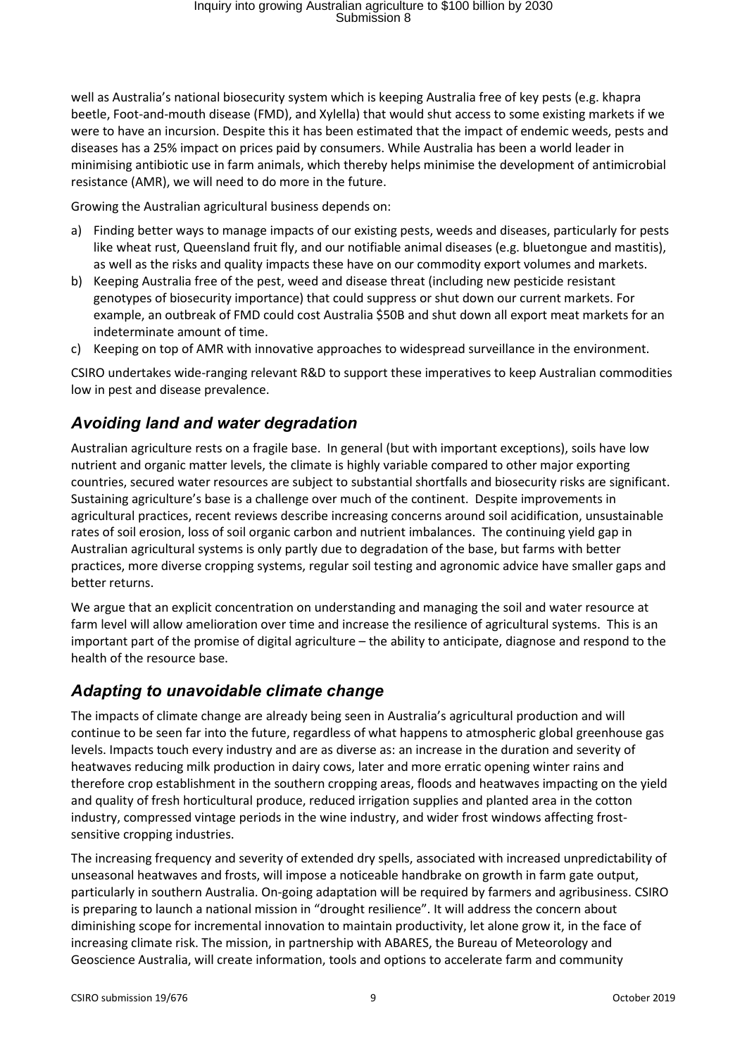well as Australia's national biosecurity system which is keeping Australia free of key pests (e.g. khapra beetle, Foot-and-mouth disease (FMD), and Xylella) that would shut access to some existing markets if we were to have an incursion. Despite this it has been estimated that the impact of endemic weeds, pests and diseases has a 25% impact on prices paid by consumers. While Australia has been a world leader in minimising antibiotic use in farm animals, which thereby helps minimise the development of antimicrobial resistance (AMR), we will need to do more in the future.

Growing the Australian agricultural business depends on:

a) Finding better ways to manage impacts of our existing pests, weeds and diseases, particularly for pests like wheat rust, Queensland fruit fly, and our notifiable animal diseases (e.g. bluetongue and mastitis), as well as the risks and quality impacts these have on our commodity export volumes and markets.
b) Keeping Australia free of the pest, weed and disease threat (including new pesticide resistant genotypes of biosecurity importance) that could suppress or shut down our current markets. For example, an outbreak of FMD could cost Australia $50B and shut down all export meat markets for an indeterminate amount of time.
c) Keeping on top of AMR with innovative approaches to widespread surveillance in the environment.

CSIRO undertakes wide-ranging relevant R&D to support these imperatives to keep Australian commodities low in pest and disease prevalence.

## *Avoiding land and water degradation*

Australian agriculture rests on a fragile base. In general (but with important exceptions), soils have low nutrient and organic matter levels, the climate is highly variable compared to other major exporting countries, secured water resources are subject to substantial shortfalls and biosecurity risks are significant. Sustaining agriculture's base is a challenge over much of the continent. Despite improvements in agricultural practices, recent reviews describe increasing concerns around soil acidification, unsustainable rates of soil erosion, loss of soil organic carbon and nutrient imbalances. The continuing yield gap in Australian agricultural systems is only partly due to degradation of the base, but farms with better practices, more diverse cropping systems, regular soil testing and agronomic advice have smaller gaps and better returns.

We argue that an explicit concentration on understanding and managing the soil and water resource at farm level will allow amelioration over time and increase the resilience of agricultural systems. This is an important part of the promise of digital agriculture – the ability to anticipate, diagnose and respond to the health of the resource base.

## *Adapting to unavoidable climate change*

The impacts of climate change are already being seen in Australia's agricultural production and will continue to be seen far into the future, regardless of what happens to atmospheric global greenhouse gas levels. Impacts touch every industry and are as diverse as: an increase in the duration and severity of heatwaves reducing milk production in dairy cows, later and more erratic opening winter rains and therefore crop establishment in the southern cropping areas, floods and heatwaves impacting on the yield and quality of fresh horticultural produce, reduced irrigation supplies and planted area in the cotton industry, compressed vintage periods in the wine industry, and wider frost windows affecting frost-sensitive cropping industries.

The increasing frequency and severity of extended dry spells, associated with increased unpredictability of unseasonal heatwaves and frosts, will impose a noticeable handbrake on growth in farm gate output, particularly in southern Australia. On-going adaptation will be required by farmers and agribusiness. CSIRO is preparing to launch a national mission in "drought resilience". It will address the concern about diminishing scope for incremental innovation to maintain productivity, let alone grow it, in the face of increasing climate risk. The mission, in partnership with ABARES, the Bureau of Meteorology and Geoscience Australia, will create information, tools and options to accelerate farm and community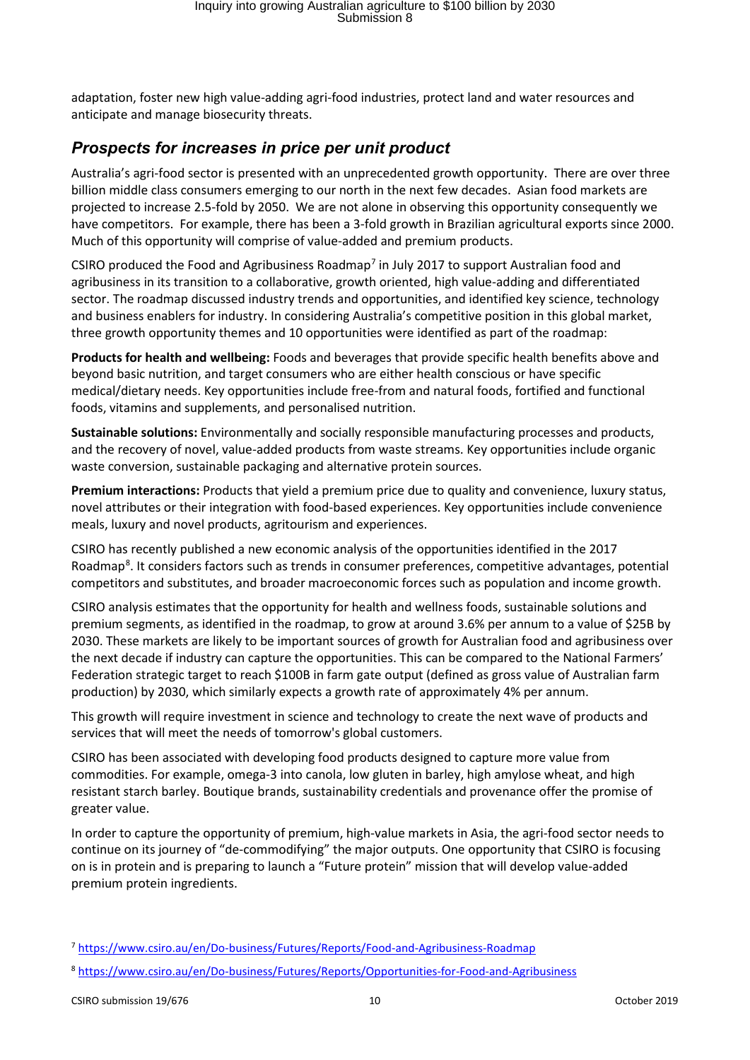adaptation, foster new high value-adding agri-food industries, protect land and water resources and anticipate and manage biosecurity threats.

## *Prospects for increases in price per unit product*

Australia's agri-food sector is presented with an unprecedented growth opportunity. There are over three billion middle class consumers emerging to our north in the next few decades. Asian food markets are projected to increase 2.5-fold by 2050. We are not alone in observing this opportunity consequently we have competitors. For example, there has been a 3-fold growth in Brazilian agricultural exports since 2000. Much of this opportunity will comprise of value-added and premium products.

CSIRO produced the Food and Agribusiness Roadmap[7] in July 2017 to support Australian food and agribusiness in its transition to a collaborative, growth oriented, high value-adding and differentiated sector. The roadmap discussed industry trends and opportunities, and identified key science, technology and business enablers for industry. In considering Australia's competitive position in this global market, three growth opportunity themes and 10 opportunities were identified as part of the roadmap:

**Products for health and wellbeing:** Foods and beverages that provide specific health benefits above and beyond basic nutrition, and target consumers who are either health conscious or have specific medical/dietary needs. Key opportunities include free-from and natural foods, fortified and functional foods, vitamins and supplements, and personalised nutrition.

**Sustainable solutions:** Environmentally and socially responsible manufacturing processes and products, and the recovery of novel, value-added products from waste streams. Key opportunities include organic waste conversion, sustainable packaging and alternative protein sources.

**Premium interactions:** Products that yield a premium price due to quality and convenience, luxury status, novel attributes or their integration with food-based experiences. Key opportunities include convenience meals, luxury and novel products, agritourism and experiences.

CSIRO has recently published a new economic analysis of the opportunities identified in the 2017 Roadmap[8]. It considers factors such as trends in consumer preferences, competitive advantages, potential competitors and substitutes, and broader macroeconomic forces such as population and income growth.

CSIRO analysis estimates that the opportunity for health and wellness foods, sustainable solutions and premium segments, as identified in the roadmap, to grow at around 3.6% per annum to a value of $25B by 2030. These markets are likely to be important sources of growth for Australian food and agribusiness over the next decade if industry can capture the opportunities. This can be compared to the National Farmers' Federation strategic target to reach $100B in farm gate output (defined as gross value of Australian farm production) by 2030, which similarly expects a growth rate of approximately 4% per annum.

This growth will require investment in science and technology to create the next wave of products and services that will meet the needs of tomorrow's global customers.

CSIRO has been associated with developing food products designed to capture more value from commodities. For example, omega-3 into canola, low gluten in barley, high amylose wheat, and high resistant starch barley. Boutique brands, sustainability credentials and provenance offer the promise of greater value.

In order to capture the opportunity of premium, high-value markets in Asia, the agri-food sector needs to continue on its journey of "de-commodifying" the major outputs. One opportunity that CSIRO is focusing on is in protein and is preparing to launch a "Future protein" mission that will develop value-added premium protein ingredients.

[7] https://www.csiro.au/en/Do-business/Futures/Reports/Food-and-Agribusiness-Roadmap

[8] https://www.csiro.au/en/Do-business/Futures/Reports/Opportunities-for-Food-and-Agribusiness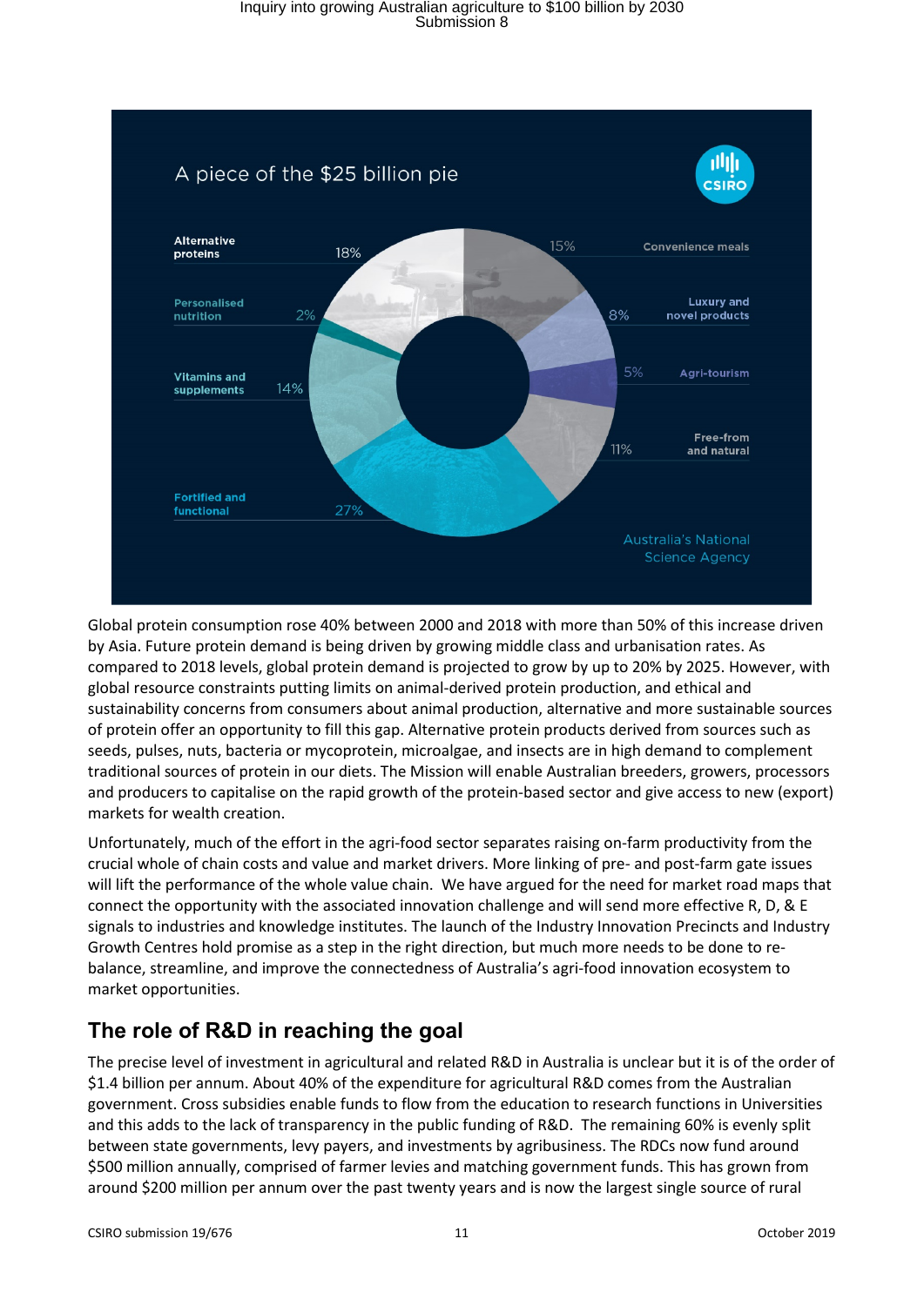A piece of the $25 billion pie

| Segment | Share |
| --- | --- |
| Alternative proteins | 18% |
| Personalised nutrition | 2% |
| Vitamins and supplements | 14% |
| Fortified and functional | 27% |
| Convenience meals | 15% |
| Luxury and novel products | 8% |
| Agri-tourism | 5% |
| Free-from and natural | 11% |

CSIRO – Australia's National Science Agency

Global protein consumption rose 40% between 2000 and 2018 with more than 50% of this increase driven by Asia. Future protein demand is being driven by growing middle class and urbanisation rates. As compared to 2018 levels, global protein demand is projected to grow by up to 20% by 2025. However, with global resource constraints putting limits on animal-derived protein production, and ethical and sustainability concerns from consumers about animal production, alternative and more sustainable sources of protein offer an opportunity to fill this gap. Alternative protein products derived from sources such as seeds, pulses, nuts, bacteria or mycoprotein, microalgae, and insects are in high demand to complement traditional sources of protein in our diets. The Mission will enable Australian breeders, growers, processors and producers to capitalise on the rapid growth of the protein-based sector and give access to new (export) markets for wealth creation.

Unfortunately, much of the effort in the agri-food sector separates raising on-farm productivity from the crucial whole of chain costs and value and market drivers. More linking of pre- and post-farm gate issues will lift the performance of the whole value chain. We have argued for the need for market road maps that connect the opportunity with the associated innovation challenge and will send more effective R, D, & E signals to industries and knowledge institutes. The launch of the Industry Innovation Precincts and Industry Growth Centres hold promise as a step in the right direction, but much more needs to be done to re-balance, streamline, and improve the connectedness of Australia's agri-food innovation ecosystem to market opportunities.

## The role of R&D in reaching the goal

The precise level of investment in agricultural and related R&D in Australia is unclear but it is of the order of $1.4 billion per annum. About 40% of the expenditure for agricultural R&D comes from the Australian government. Cross subsidies enable funds to flow from the education to research functions in Universities and this adds to the lack of transparency in the public funding of R&D. The remaining 60% is evenly split between state governments, levy payers, and investments by agribusiness. The RDCs now fund around $500 million annually, comprised of farmer levies and matching government funds. This has grown from around $200 million per annum over the past twenty years and is now the largest single source of rural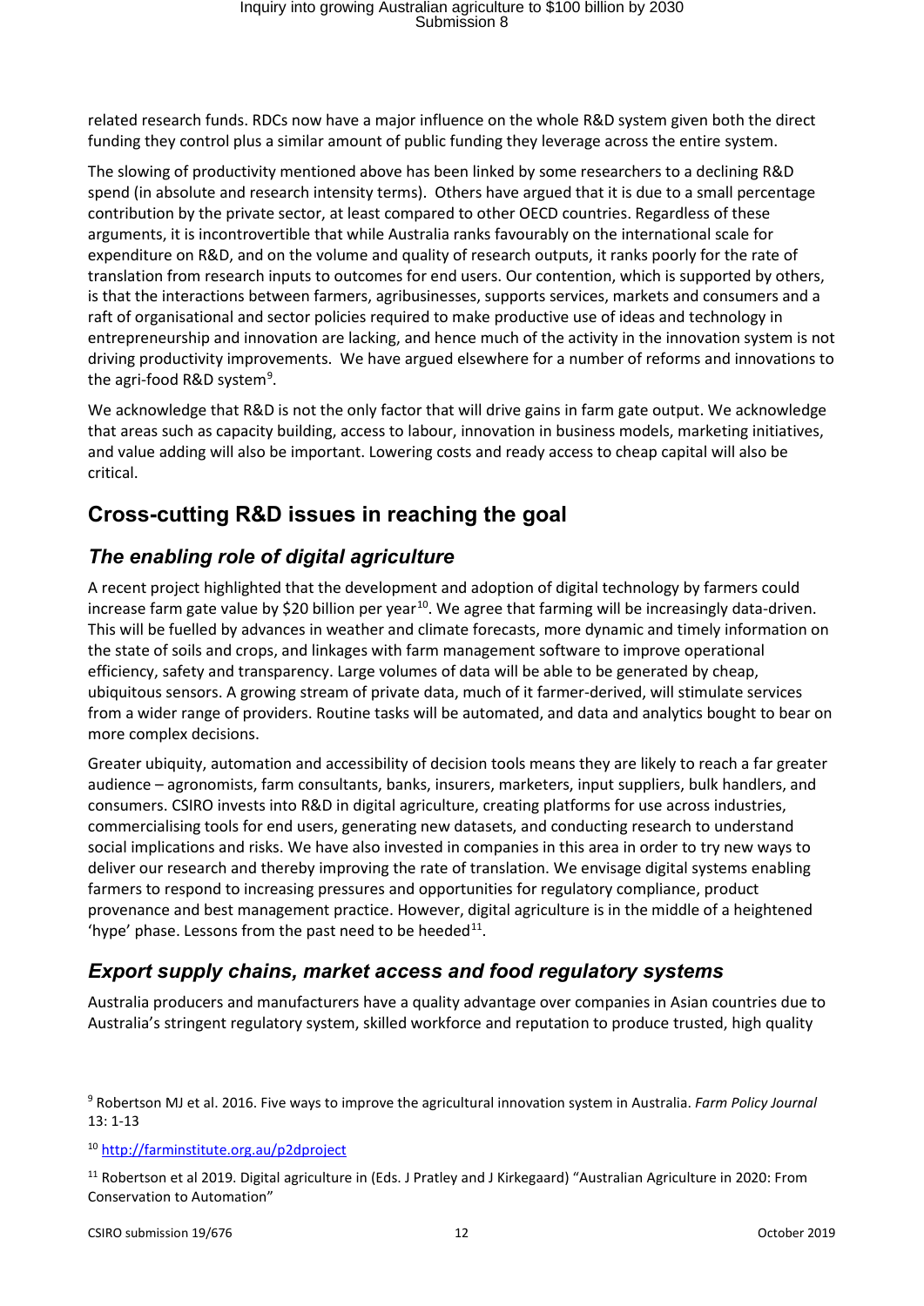related research funds. RDCs now have a major influence on the whole R&D system given both the direct funding they control plus a similar amount of public funding they leverage across the entire system.

The slowing of productivity mentioned above has been linked by some researchers to a declining R&D spend (in absolute and research intensity terms). Others have argued that it is due to a small percentage contribution by the private sector, at least compared to other OECD countries. Regardless of these arguments, it is incontrovertible that while Australia ranks favourably on the international scale for expenditure on R&D, and on the volume and quality of research outputs, it ranks poorly for the rate of translation from research inputs to outcomes for end users. Our contention, which is supported by others, is that the interactions between farmers, agribusinesses, supports services, markets and consumers and a raft of organisational and sector policies required to make productive use of ideas and technology in entrepreneurship and innovation are lacking, and hence much of the activity in the innovation system is not driving productivity improvements. We have argued elsewhere for a number of reforms and innovations to the agri-food R&D system[9].

We acknowledge that R&D is not the only factor that will drive gains in farm gate output. We acknowledge that areas such as capacity building, access to labour, innovation in business models, marketing initiatives, and value adding will also be important. Lowering costs and ready access to cheap capital will also be critical.

## Cross-cutting R&D issues in reaching the goal

### *The enabling role of digital agriculture*

A recent project highlighted that the development and adoption of digital technology by farmers could increase farm gate value by $20 billion per year[10]. We agree that farming will be increasingly data-driven. This will be fuelled by advances in weather and climate forecasts, more dynamic and timely information on the state of soils and crops, and linkages with farm management software to improve operational efficiency, safety and transparency. Large volumes of data will be able to be generated by cheap, ubiquitous sensors. A growing stream of private data, much of it farmer-derived, will stimulate services from a wider range of providers. Routine tasks will be automated, and data and analytics bought to bear on more complex decisions.

Greater ubiquity, automation and accessibility of decision tools means they are likely to reach a far greater audience – agronomists, farm consultants, banks, insurers, marketers, input suppliers, bulk handlers, and consumers. CSIRO invests into R&D in digital agriculture, creating platforms for use across industries, commercialising tools for end users, generating new datasets, and conducting research to understand social implications and risks. We have also invested in companies in this area in order to try new ways to deliver our research and thereby improving the rate of translation. We envisage digital systems enabling farmers to respond to increasing pressures and opportunities for regulatory compliance, product provenance and best management practice. However, digital agriculture is in the middle of a heightened 'hype' phase. Lessons from the past need to be heeded[11].

### *Export supply chains, market access and food regulatory systems*

Australia producers and manufacturers have a quality advantage over companies in Asian countries due to Australia's stringent regulatory system, skilled workforce and reputation to produce trusted, high quality

[9] Robertson MJ et al. 2016. Five ways to improve the agricultural innovation system in Australia. *Farm Policy Journal* 13: 1-13

[10] http://farminstitute.org.au/p2dproject

[11] Robertson et al 2019. Digital agriculture in (Eds. J Pratley and J Kirkegaard) "Australian Agriculture in 2020: From Conservation to Automation"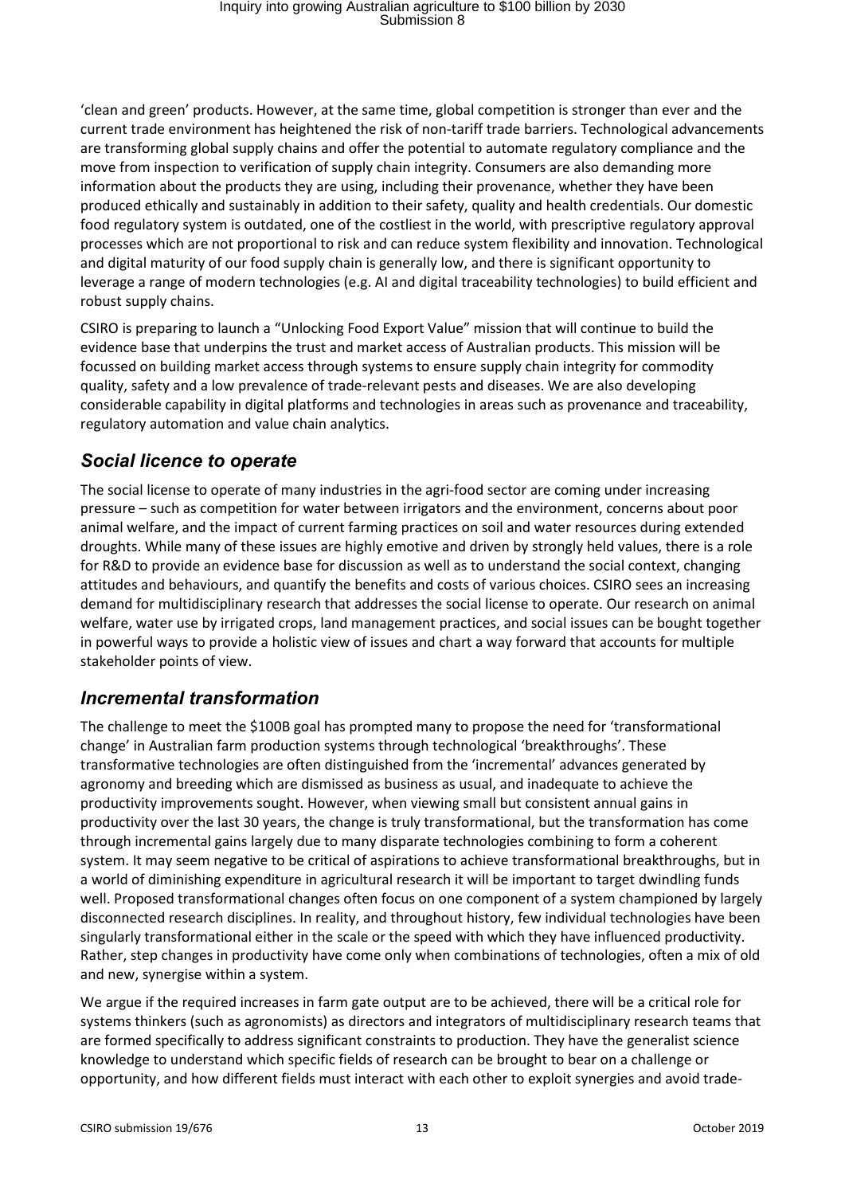'clean and green' products. However, at the same time, global competition is stronger than ever and the current trade environment has heightened the risk of non-tariff trade barriers. Technological advancements are transforming global supply chains and offer the potential to automate regulatory compliance and the move from inspection to verification of supply chain integrity. Consumers are also demanding more information about the products they are using, including their provenance, whether they have been produced ethically and sustainably in addition to their safety, quality and health credentials. Our domestic food regulatory system is outdated, one of the costliest in the world, with prescriptive regulatory approval processes which are not proportional to risk and can reduce system flexibility and innovation. Technological and digital maturity of our food supply chain is generally low, and there is significant opportunity to leverage a range of modern technologies (e.g. AI and digital traceability technologies) to build efficient and robust supply chains.

CSIRO is preparing to launch a "Unlocking Food Export Value" mission that will continue to build the evidence base that underpins the trust and market access of Australian products. This mission will be focussed on building market access through systems to ensure supply chain integrity for commodity quality, safety and a low prevalence of trade-relevant pests and diseases. We are also developing considerable capability in digital platforms and technologies in areas such as provenance and traceability, regulatory automation and value chain analytics.

## *Social licence to operate*

The social license to operate of many industries in the agri-food sector are coming under increasing pressure – such as competition for water between irrigators and the environment, concerns about poor animal welfare, and the impact of current farming practices on soil and water resources during extended droughts. While many of these issues are highly emotive and driven by strongly held values, there is a role for R&D to provide an evidence base for discussion as well as to understand the social context, changing attitudes and behaviours, and quantify the benefits and costs of various choices. CSIRO sees an increasing demand for multidisciplinary research that addresses the social license to operate. Our research on animal welfare, water use by irrigated crops, land management practices, and social issues can be bought together in powerful ways to provide a holistic view of issues and chart a way forward that accounts for multiple stakeholder points of view.

## *Incremental transformation*

The challenge to meet the \$100B goal has prompted many to propose the need for 'transformational change' in Australian farm production systems through technological 'breakthroughs'. These transformative technologies are often distinguished from the 'incremental' advances generated by agronomy and breeding which are dismissed as business as usual, and inadequate to achieve the productivity improvements sought. However, when viewing small but consistent annual gains in productivity over the last 30 years, the change is truly transformational, but the transformation has come through incremental gains largely due to many disparate technologies combining to form a coherent system. It may seem negative to be critical of aspirations to achieve transformational breakthroughs, but in a world of diminishing expenditure in agricultural research it will be important to target dwindling funds well. Proposed transformational changes often focus on one component of a system championed by largely disconnected research disciplines. In reality, and throughout history, few individual technologies have been singularly transformational either in the scale or the speed with which they have influenced productivity. Rather, step changes in productivity have come only when combinations of technologies, often a mix of old and new, synergise within a system.

We argue if the required increases in farm gate output are to be achieved, there will be a critical role for systems thinkers (such as agronomists) as directors and integrators of multidisciplinary research teams that are formed specifically to address significant constraints to production. They have the generalist science knowledge to understand which specific fields of research can be brought to bear on a challenge or opportunity, and how different fields must interact with each other to exploit synergies and avoid trade-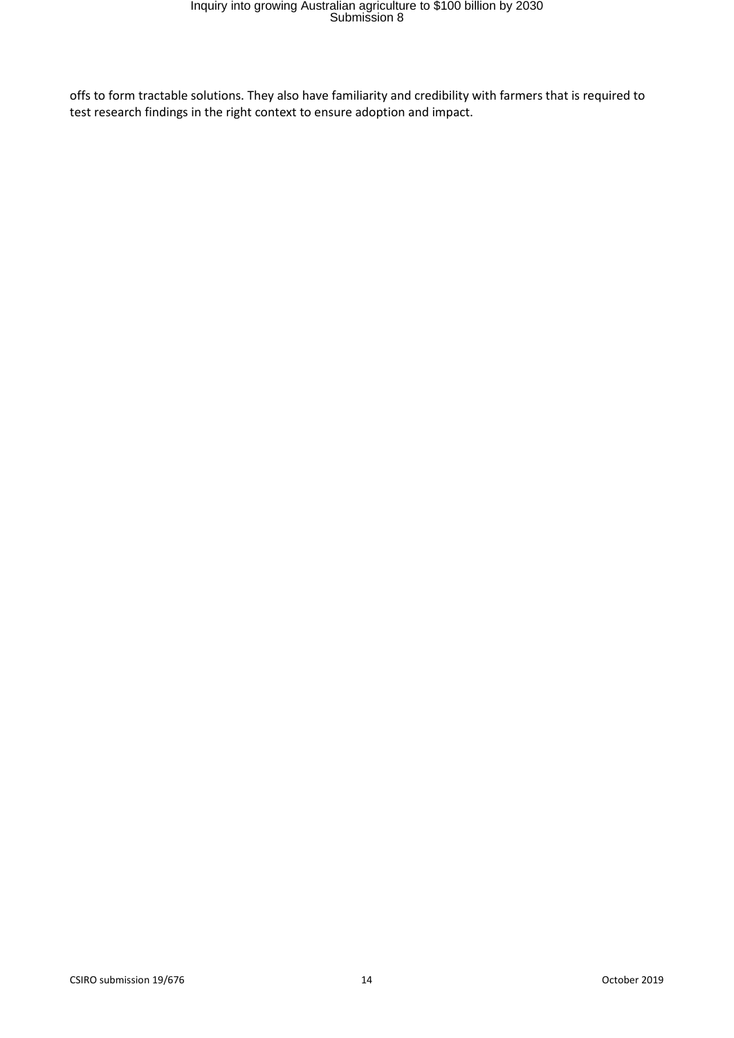offs to form tractable solutions. They also have familiarity and credibility with farmers that is required to test research findings in the right context to ensure adoption and impact.